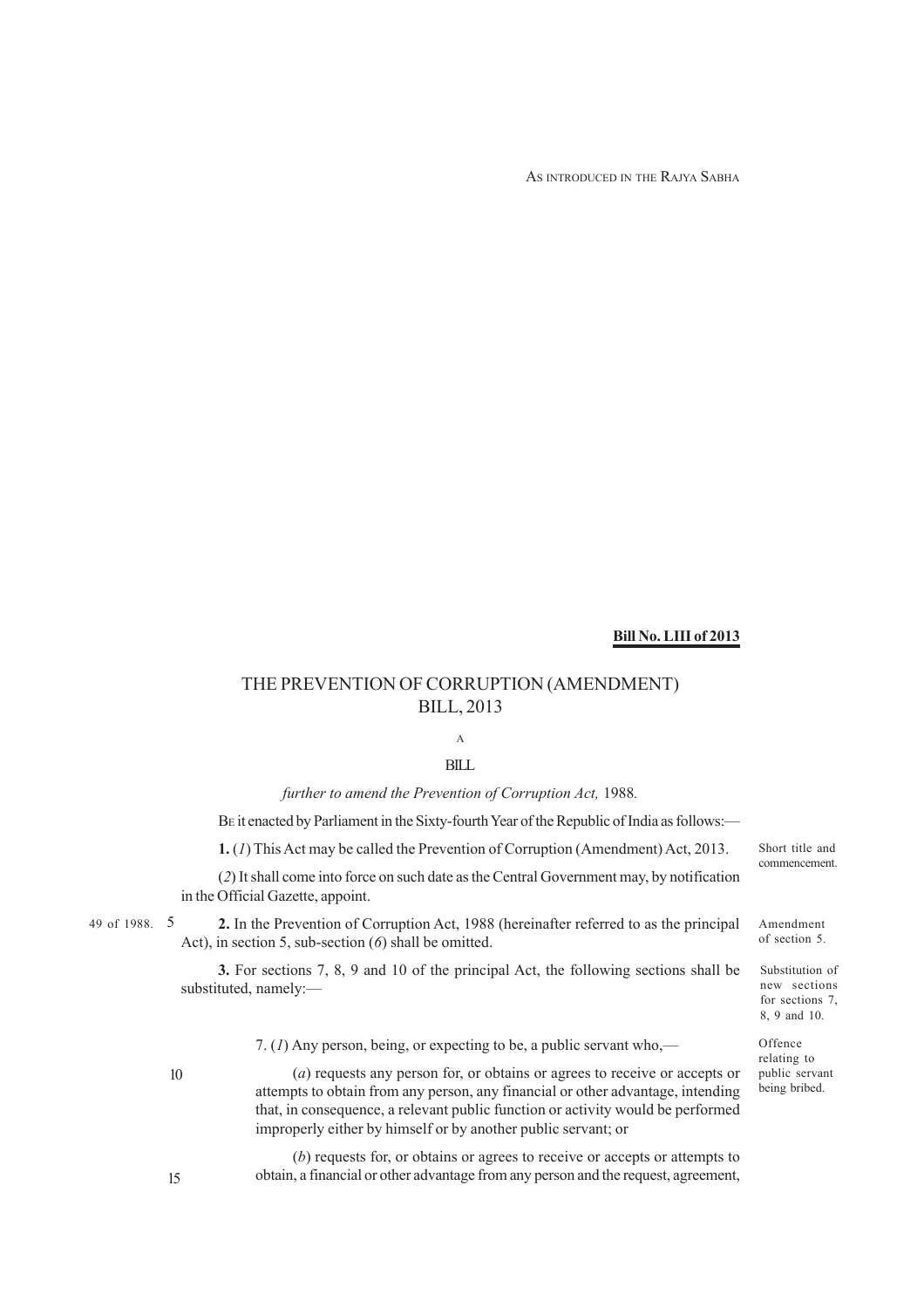AS INTRODUCED IN THE RAJYA SABHA

**Bill No. LIII of 2013**

# THE PREVENTION OF CORRUPTION (AMENDMENT) BILL, 2013

A

BILL

*further to amend the Prevention of Corruption Act,* 1988.

BE it enacted by Parliament in the Sixty-fourth Year of the Republic of India as follows:—

Short title and commencement.

**1.** (*1*) This Act may be called the Prevention of Corruption (Amendment) Act, 2013.

(*2*) It shall come into force on such date as the Central Government may, by notification in the Official Gazette, appoint.

Amendment of section 5.

**2.** In the Prevention of Corruption Act, 1988 (hereinafter referred to as the principal Act), in section 5, sub-section (*6*) shall be omitted.

49 of 1988.

Substitution of new sections for sections 7, 8, 9 and 10.

**3.** For sections 7, 8, 9 and 10 of the principal Act, the following sections shall be substituted, namely:—

Offence relating to public servant being bribed.

7. (*1*) Any person, being, or expecting to be, a public servant who,—

(*a*) requests any person for, or obtains or agrees to receive or accepts or attempts to obtain from any person, any financial or other advantage, intending that, in consequence, a relevant public function or activity would be performed improperly either by himself or by another public servant; or

(*b*) requests for, or obtains or agrees to receive or accepts or attempts to obtain, a financial or other advantage from any person and the request, agreement,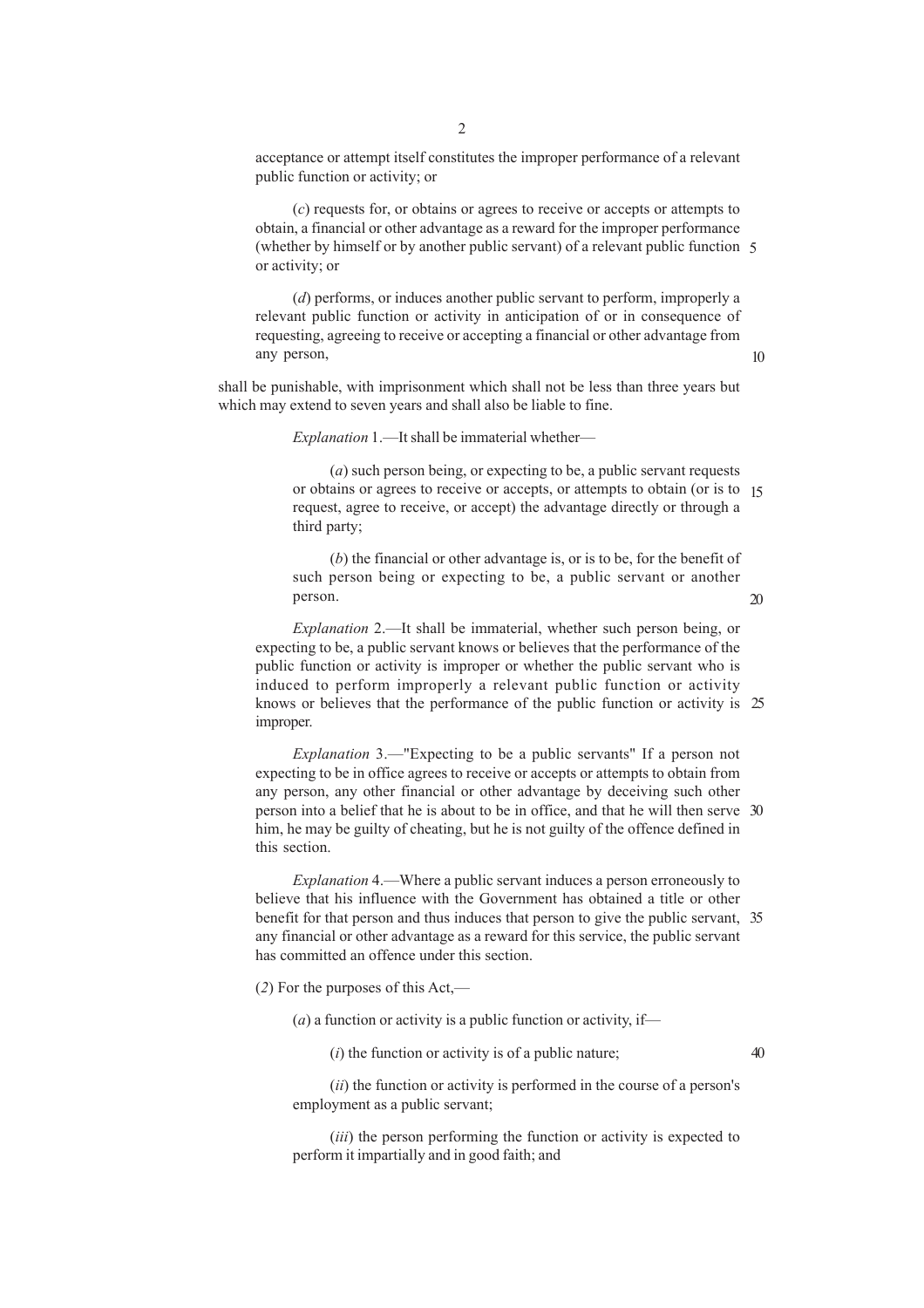acceptance or attempt itself constitutes the improper performance of a relevant public function or activity; or

(*c*) requests for, or obtains or agrees to receive or accepts or attempts to obtain, a financial or other advantage as a reward for the improper performance (whether by himself or by another public servant) of a relevant public function or activity; or

(*d*) performs, or induces another public servant to perform, improperly a relevant public function or activity in anticipation of or in consequence of requesting, agreeing to receive or accepting a financial or other advantage from any person,

shall be punishable, with imprisonment which shall not be less than three years but which may extend to seven years and shall also be liable to fine.

*Explanation* 1.—It shall be immaterial whether—

(*a*) such person being, or expecting to be, a public servant requests or obtains or agrees to receive or accepts, or attempts to obtain (or is to request, agree to receive, or accept) the advantage directly or through a third party;

(*b*) the financial or other advantage is, or is to be, for the benefit of such person being or expecting to be, a public servant or another person.

*Explanation* 2.—It shall be immaterial, whether such person being, or expecting to be, a public servant knows or believes that the performance of the public function or activity is improper or whether the public servant who is induced to perform improperly a relevant public function or activity knows or believes that the performance of the public function or activity is improper.

*Explanation* 3.—"Expecting to be a public servants" If a person not expecting to be in office agrees to receive or accepts or attempts to obtain from any person, any other financial or other advantage by deceiving such other person into a belief that he is about to be in office, and that he will then serve him, he may be guilty of cheating, but he is not guilty of the offence defined in this section.

*Explanation* 4.—Where a public servant induces a person erroneously to believe that his influence with the Government has obtained a title or other benefit for that person and thus induces that person to give the public servant, any financial or other advantage as a reward for this service, the public servant has committed an offence under this section.

(*2*) For the purposes of this Act,—

(*a*) a function or activity is a public function or activity, if—

(*i*) the function or activity is of a public nature;

(*ii*) the function or activity is performed in the course of a person's employment as a public servant;

(*iii*) the person performing the function or activity is expected to perform it impartially and in good faith; and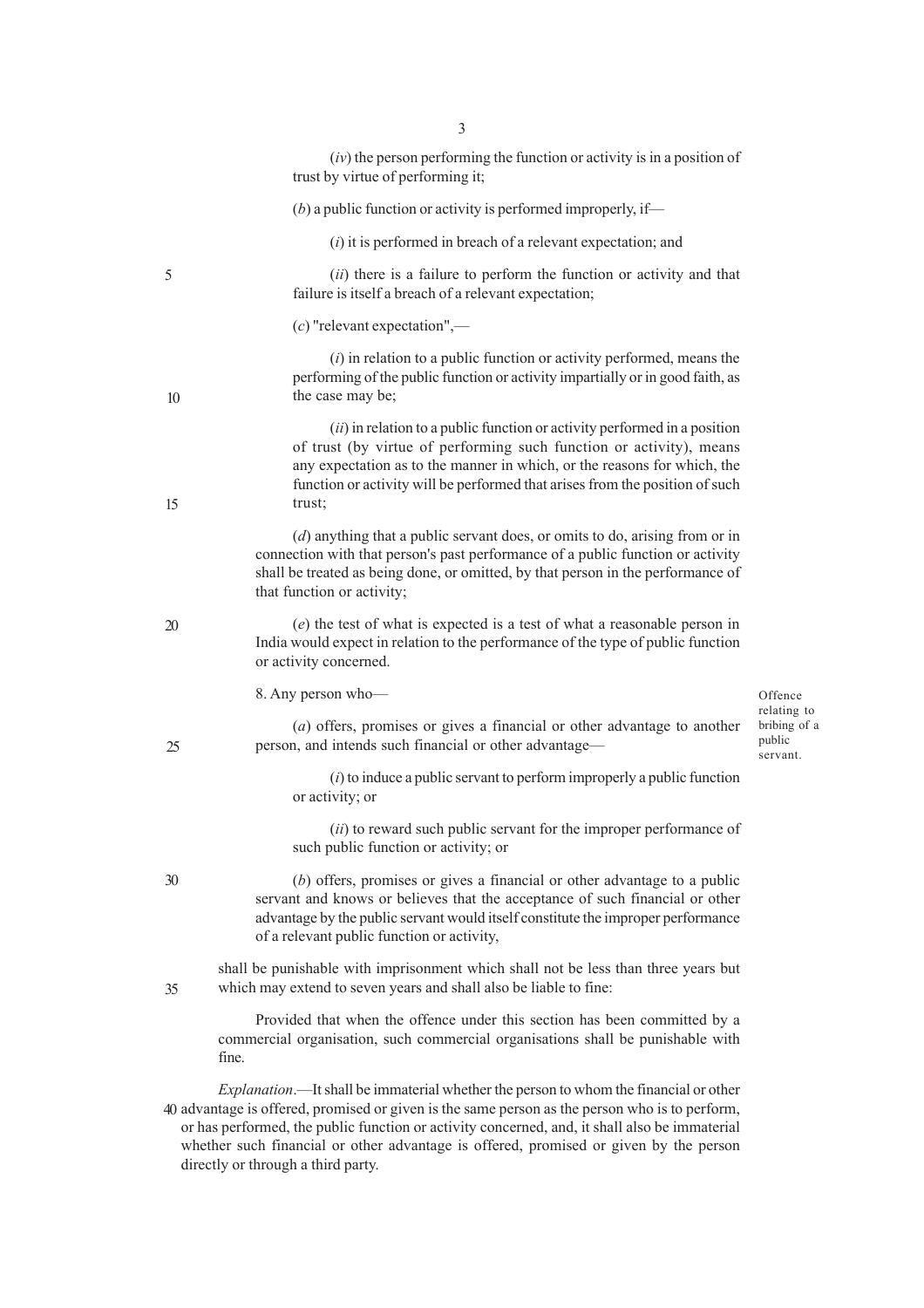(*iv*) the person performing the function or activity is in a position of trust by virtue of performing it;

(*b*) a public function or activity is performed improperly, if—

(*i*) it is performed in breach of a relevant expectation; and

(*ii*) there is a failure to perform the function or activity and that failure is itself a breach of a relevant expectation;

(*c*) "relevant expectation",—

(*i*) in relation to a public function or activity performed, means the performing of the public function or activity impartially or in good faith, as the case may be;

(*ii*) in relation to a public function or activity performed in a position of trust (by virtue of performing such function or activity), means any expectation as to the manner in which, or the reasons for which, the function or activity will be performed that arises from the position of such trust;

(*d*) anything that a public servant does, or omits to do, arising from or in connection with that person's past performance of a public function or activity shall be treated as being done, or omitted, by that person in the performance of that function or activity;

(*e*) the test of what is expected is a test of what a reasonable person in India would expect in relation to the performance of the type of public function or activity concerned.

Offence relating to bribing of a public servant.

8. Any person who—

(*a*) offers, promises or gives a financial or other advantage to another person, and intends such financial or other advantage—

(*i*) to induce a public servant to perform improperly a public function or activity; or

(*ii*) to reward such public servant for the improper performance of such public function or activity; or

(*b*) offers, promises or gives a financial or other advantage to a public servant and knows or believes that the acceptance of such financial or other advantage by the public servant would itself constitute the improper performance of a relevant public function or activity,

shall be punishable with imprisonment which shall not be less than three years but which may extend to seven years and shall also be liable to fine:

Provided that when the offence under this section has been committed by a commercial organisation, such commercial organisations shall be punishable with fine.

*Explanation*.—It shall be immaterial whether the person to whom the financial or other advantage is offered, promised or given is the same person as the person who is to perform, or has performed, the public function or activity concerned, and, it shall also be immaterial whether such financial or other advantage is offered, promised or given by the person directly or through a third party.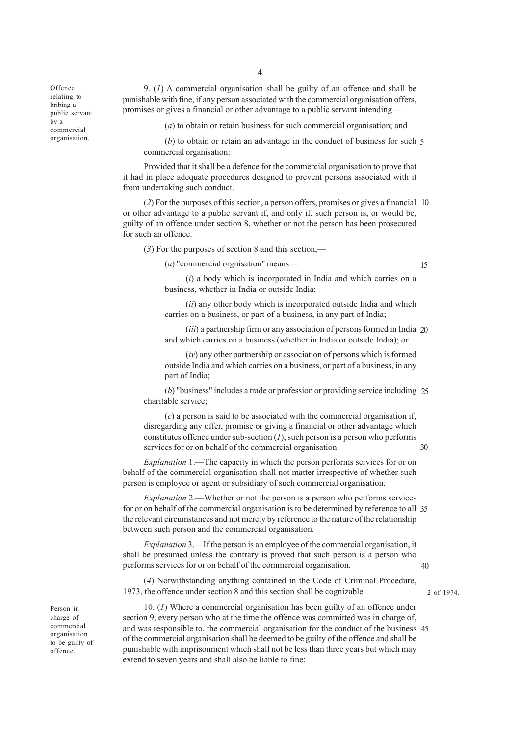**Offence relating to bribing a public servant by a commercial organisation.**

9. (*1*) A commercial organisation shall be guilty of an offence and shall be punishable with fine, if any person associated with the commercial organisation offers, promises or gives a financial or other advantage to a public servant intending—

(*a*) to obtain or retain business for such commercial organisation; and

(*b*) to obtain or retain an advantage in the conduct of business for such commercial organisation:

Provided that it shall be a defence for the commercial organisation to prove that it had in place adequate procedures designed to prevent persons associated with it from undertaking such conduct.

(*2*) For the purposes of this section, a person offers, promises or gives a financial or other advantage to a public servant if, and only if, such person is, or would be, guilty of an offence under section 8, whether or not the person has been prosecuted for such an offence.

(*3*) For the purposes of section 8 and this section,—

(*a*) "commercial orgnisation" means—

(*i*) a body which is incorporated in India and which carries on a business, whether in India or outside India;

(*ii*) any other body which is incorporated outside India and which carries on a business, or part of a business, in any part of India;

(*iii*) a partnership firm or any association of persons formed in India and which carries on a business (whether in India or outside India); or

(*iv*) any other partnership or association of persons which is formed outside India and which carries on a business, or part of a business, in any part of India;

(*b*) "business" includes a trade or profession or providing service including charitable service;

(*c*) a person is said to be associated with the commercial organisation if, disregarding any offer, promise or giving a financial or other advantage which constitutes offence under sub-section (*1*), such person is a person who performs services for or on behalf of the commercial organisation.

*Explanation* 1.—The capacity in which the person performs services for or on behalf of the commercial organisation shall not matter irrespective of whether such person is employee or agent or subsidiary of such commercial organisation.

*Explanation* 2.—Whether or not the person is a person who performs services for or on behalf of the commercial organisation is to be determined by reference to all the relevant circumstances and not merely by reference to the nature of the relationship between such person and the commercial organisation.

*Explanation* 3.—If the person is an employee of the commercial organisation, it shall be presumed unless the contrary is proved that such person is a person who performs services for or on behalf of the commercial organisation.

(*4*) Notwithstanding anything contained in the Code of Criminal Procedure, 1973, the offence under section 8 and this section shall be cognizable.

2 of 1974.

**Person in charge of commercial organisation to be guilty of offence.**

10. (*1*) Where a commercial organisation has been guilty of an offence under section 9, every person who at the time the offence was committed was in charge of, and was responsible to, the commercial organisation for the conduct of the business of the commercial organisation shall be deemed to be guilty of the offence and shall be punishable with imprisonment which shall not be less than three years but which may extend to seven years and shall also be liable to fine: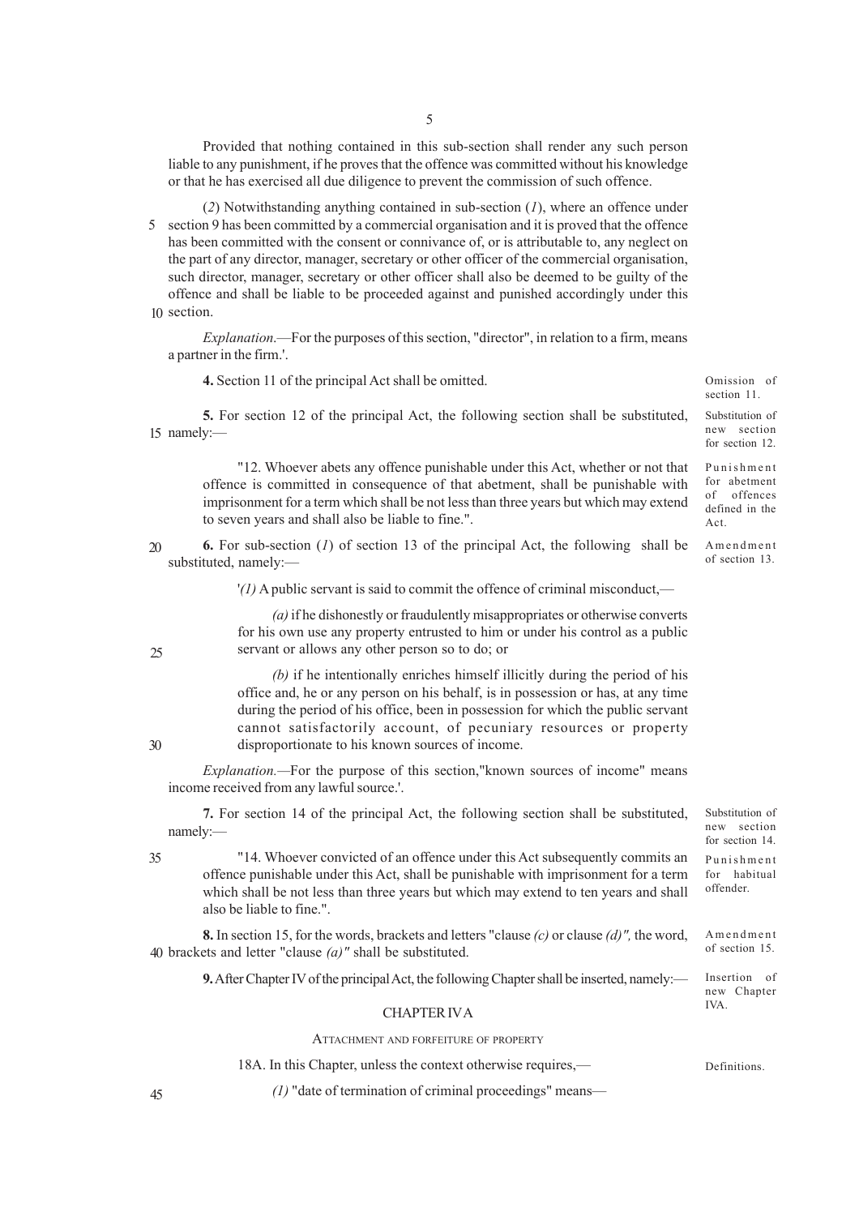Provided that nothing contained in this sub-section shall render any such person liable to any punishment, if he proves that the offence was committed without his knowledge or that he has exercised all due diligence to prevent the commission of such offence.

(*2*) Notwithstanding anything contained in sub-section (*1*), where an offence under section 9 has been committed by a commercial organisation and it is proved that the offence has been committed with the consent or connivance of, or is attributable to, any neglect on the part of any director, manager, secretary or other officer of the commercial organisation, such director, manager, secretary or other officer shall also be deemed to be guilty of the offence and shall be liable to be proceeded against and punished accordingly under this section.

*Explanation*.—For the purposes of this section, "director", in relation to a firm, means a partner in the firm.'.

Omission of section 11.

**4.** Section 11 of the principal Act shall be omitted.

Substitution of new section for section 12.

**5.** For section 12 of the principal Act, the following section shall be substituted, namely:—

Punishment for abetment of offences defined in the Act.

"12. Whoever abets any offence punishable under this Act, whether or not that offence is committed in consequence of that abetment, shall be punishable with imprisonment for a term which shall be not less than three years but which may extend to seven years and shall also be liable to fine.".

Amendment of section 13.

**6.** For sub-section (*1*) of section 13 of the principal Act, the following shall be substituted, namely:—

'*(1)* A public servant is said to commit the offence of criminal misconduct,—

*(a)* if he dishonestly or fraudulently misappropriates or otherwise converts for his own use any property entrusted to him or under his control as a public servant or allows any other person so to do; or

*(b)* if he intentionally enriches himself illicitly during the period of his office and, he or any person on his behalf, is in possession or has, at any time during the period of his office, been in possession for which the public servant cannot satisfactorily account, of pecuniary resources or property disproportionate to his known sources of income.

*Explanation.*—For the purpose of this section,"known sources of income" means income received from any lawful source.'.

Substitution of new section for section 14.

**7.** For section 14 of the principal Act, the following section shall be substituted, namely:—

Punishment for habitual offender.

"14. Whoever convicted of an offence under this Act subsequently commits an offence punishable under this Act, shall be punishable with imprisonment for a term which shall be not less than three years but which may extend to ten years and shall also be liable to fine.".

Amendment of section 15.

**8.** In section 15, for the words, brackets and letters "clause *(c)* or clause *(d)",* the word, brackets and letter "clause *(a)"* shall be substituted.

Insertion of new Chapter IVA.

**9.** After Chapter IV of the principal Act, the following Chapter shall be inserted, namely:—

## CHAPTER IVA

### ATTACHMENT AND FORFEITURE OF PROPERTY

Definitions.

18A. In this Chapter, unless the context otherwise requires,—

*(1)* "date of termination of criminal proceedings" means—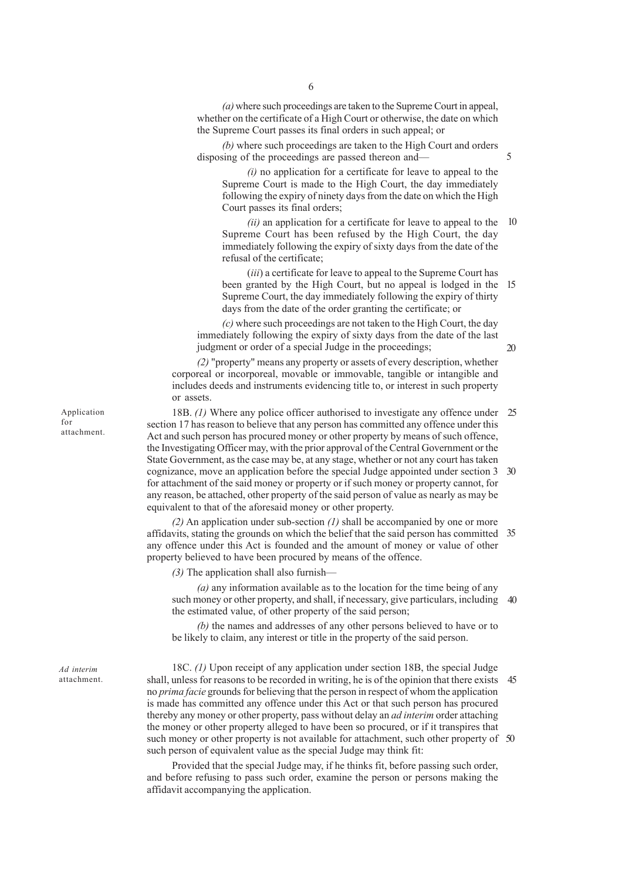*(a)* where such proceedings are taken to the Supreme Court in appeal, whether on the certificate of a High Court or otherwise, the date on which the Supreme Court passes its final orders in such appeal; or

*(b)* where such proceedings are taken to the High Court and orders disposing of the proceedings are passed thereon and—

*(i)* no application for a certificate for leave to appeal to the Supreme Court is made to the High Court, the day immediately following the expiry of ninety days from the date on which the High Court passes its final orders;

*(ii)* an application for a certificate for leave to appeal to the Supreme Court has been refused by the High Court, the day immediately following the expiry of sixty days from the date of the refusal of the certificate;

(*iii*) a certificate for leave to appeal to the Supreme Court has been granted by the High Court, but no appeal is lodged in the Supreme Court, the day immediately following the expiry of thirty days from the date of the order granting the certificate; or

*(c)* where such proceedings are not taken to the High Court, the day immediately following the expiry of sixty days from the date of the last judgment or order of a special Judge in the proceedings;

*(2)* "property" means any property or assets of every description, whether corporeal or incorporeal, movable or immovable, tangible or intangible and includes deeds and instruments evidencing title to, or interest in such property or assets.

Application for attachment.

18B. *(1)* Where any police officer authorised to investigate any offence under section 17 has reason to believe that any person has committed any offence under this Act and such person has procured money or other property by means of such offence, the Investigating Officer may, with the prior approval of the Central Government or the State Government, as the case may be, at any stage, whether or not any court has taken cognizance, move an application before the special Judge appointed under section 3 for attachment of the said money or property or if such money or property cannot, for any reason, be attached, other property of the said person of value as nearly as may be equivalent to that of the aforesaid money or other property.

*(2)* An application under sub-section *(1)* shall be accompanied by one or more affidavits, stating the grounds on which the belief that the said person has committed any offence under this Act is founded and the amount of money or value of other property believed to have been procured by means of the offence.

*(3)* The application shall also furnish—

*(a)* any information available as to the location for the time being of any such money or other property, and shall, if necessary, give particulars, including the estimated value, of other property of the said person;

*(b)* the names and addresses of any other persons believed to have or to be likely to claim, any interest or title in the property of the said person.

*Ad interim* attachment.

18C. *(1)* Upon receipt of any application under section 18B, the special Judge shall, unless for reasons to be recorded in writing, he is of the opinion that there exists no *prima facie* grounds for believing that the person in respect of whom the application is made has committed any offence under this Act or that such person has procured thereby any money or other property, pass without delay an *ad interim* order attaching the money or other property alleged to have been so procured, or if it transpires that such money or other property is not available for attachment, such other property of such person of equivalent value as the special Judge may think fit:

Provided that the special Judge may, if he thinks fit, before passing such order, and before refusing to pass such order, examine the person or persons making the affidavit accompanying the application.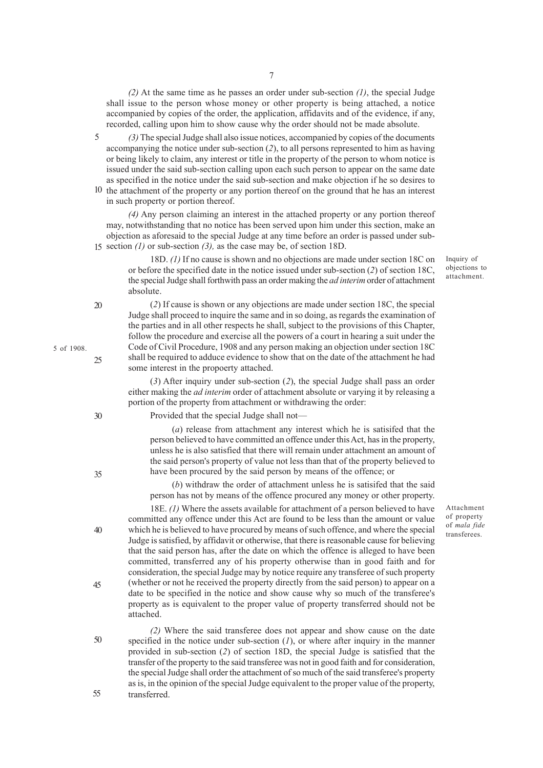*(2)* At the same time as he passes an order under sub-section *(1)*, the special Judge shall issue to the person whose money or other property is being attached, a notice accompanied by copies of the order, the application, affidavits and of the evidence, if any, recorded, calling upon him to show cause why the order should not be made absolute.

*(3)* The special Judge shall also issue notices, accompanied by copies of the documents accompanying the notice under sub-section (*2*), to all persons represented to him as having or being likely to claim, any interest or title in the property of the person to whom notice is issued under the said sub-section calling upon each such person to appear on the same date as specified in the notice under the said sub-section and make objection if he so desires to the attachment of the property or any portion thereof on the ground that he has an interest in such property or portion thereof.

*(4)* Any person claiming an interest in the attached property or any portion thereof may, notwithstanding that no notice has been served upon him under this section, make an objection as aforesaid to the special Judge at any time before an order is passed under sub-section *(1)* or sub-section *(3),* as the case may be, of section 18D.

Inquiry of objections to attachment.

18D. *(1)* If no cause is shown and no objections are made under section 18C on or before the specified date in the notice issued under sub-section (*2*) of section 18C, the special Judge shall forthwith pass an order making the *ad interim* order of attachment absolute.

(*2*) If cause is shown or any objections are made under section 18C, the special Judge shall proceed to inquire the same and in so doing, as regards the examination of the parties and in all other respects he shall, subject to the provisions of this Chapter, follow the procedure and exercise all the powers of a court in hearing a suit under the Code of Civil Procedure, 1908 and any person making an objection under section 18C shall be required to adduce evidence to show that on the date of the attachment he had some interest in the propoerty attached.

5 of 1908.

(*3*) After inquiry under sub-section (*2*), the special Judge shall pass an order either making the *ad interim* order of attachment absolute or varying it by releasing a portion of the property from attachment or withdrawing the order:

Provided that the special Judge shall not—

(*a*) release from attachment any interest which he is satisifed that the person believed to have committed an offence under this Act, has in the property, unless he is also satisfied that there will remain under attachment an amount of the said person's property of value not less than that of the property believed to have been procured by the said person by means of the offence; or

(*b*) withdraw the order of attachment unless he is satisifed that the said person has not by means of the offence procured any money or other property.

Attachment of property of *mala fide* transferees.

18E. *(1)* Where the assets available for attachment of a person believed to have committed any offence under this Act are found to be less than the amount or value which he is believed to have procured by means of such offence, and where the special Judge is satisfied, by affidavit or otherwise, that there is reasonable cause for believing that the said person has, after the date on which the offence is alleged to have been committed, transferred any of his property otherwise than in good faith and for consideration, the special Judge may by notice require any transferee of such property (whether or not he received the property directly from the said person) to appear on a date to be specified in the notice and show cause why so much of the transferee's property as is equivalent to the proper value of property transferred should not be attached.

*(2)* Where the said transferee does not appear and show cause on the date specified in the notice under sub-section (*1*), or where after inquiry in the manner provided in sub-section (*2*) of section 18D, the special Judge is satisfied that the transfer of the property to the said transferee was not in good faith and for consideration, the special Judge shall order the attachment of so much of the said transferee's property as is, in the opinion of the special Judge equivalent to the proper value of the property, transferred.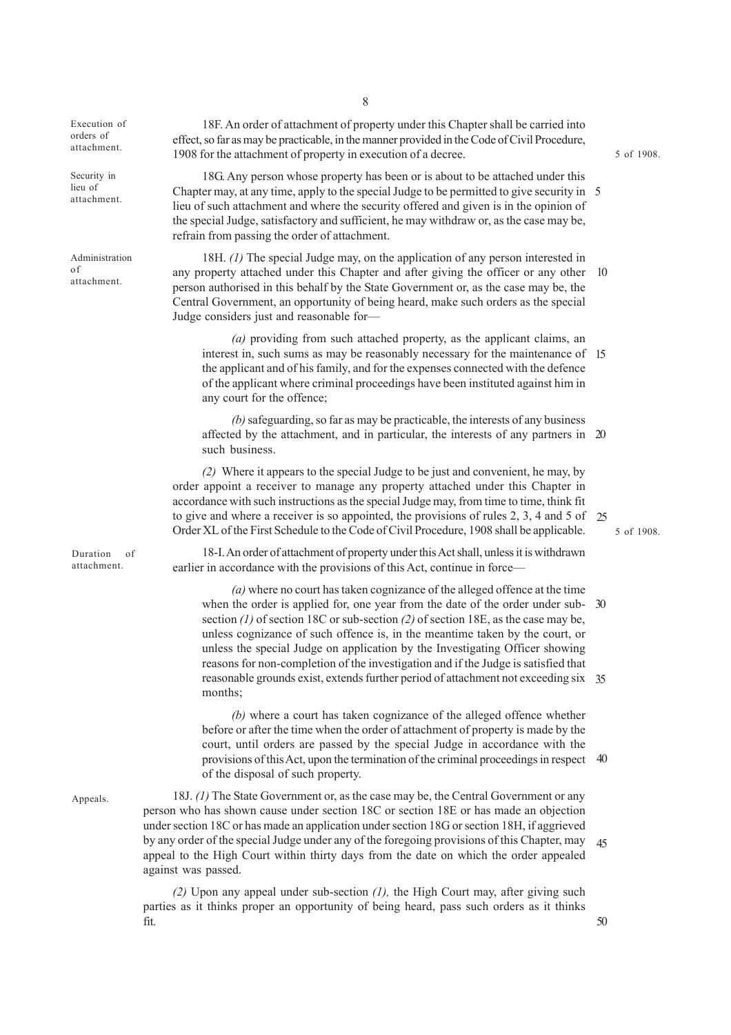**Execution of orders of attachment.**

18F. An order of attachment of property under this Chapter shall be carried into effect, so far as may be practicable, in the manner provided in the Code of Civil Procedure, 1908 for the attachment of property in execution of a decree.

5 of 1908.

**Security in lieu of attachment.**

18G. Any person whose property has been or is about to be attached under this Chapter may, at any time, apply to the special Judge to be permitted to give security in lieu of such attachment and where the security offered and given is in the opinion of the special Judge, satisfactory and sufficient, he may withdraw or, as the case may be, refrain from passing the order of attachment.

**Administration of attachment.**

18H. *(1)* The special Judge may, on the application of any person interested in any property attached under this Chapter and after giving the officer or any other person authorised in this behalf by the State Government or, as the case may be, the Central Government, an opportunity of being heard, make such orders as the special Judge considers just and reasonable for—

*(a)* providing from such attached property, as the applicant claims, an interest in, such sums as may be reasonably necessary for the maintenance of the applicant and of his family, and for the expenses connected with the defence of the applicant where criminal proceedings have been instituted against him in any court for the offence;

*(b)* safeguarding, so far as may be practicable, the interests of any business affected by the attachment, and in particular, the interests of any partners in such business.

*(2)* Where it appears to the special Judge to be just and convenient, he may, by order appoint a receiver to manage any property attached under this Chapter in accordance with such instructions as the special Judge may, from time to time, think fit to give and where a receiver is so appointed, the provisions of rules 2, 3, 4 and 5 of Order XL of the First Schedule to the Code of Civil Procedure, 1908 shall be applicable.

5 of 1908.

**Duration of attachment.**

18-I. An order of attachment of property under this Act shall, unless it is withdrawn earlier in accordance with the provisions of this Act, continue in force—

*(a)* where no court has taken cognizance of the alleged offence at the time when the order is applied for, one year from the date of the order under sub-section *(1)* of section 18C or sub-section *(2)* of section 18E, as the case may be, unless cognizance of such offence is, in the meantime taken by the court, or unless the special Judge on application by the Investigating Officer showing reasons for non-completion of the investigation and if the Judge is satisfied that reasonable grounds exist, extends further period of attachment not exceeding six months;

*(b)* where a court has taken cognizance of the alleged offence whether before or after the time when the order of attachment of property is made by the court, until orders are passed by the special Judge in accordance with the provisions of this Act, upon the termination of the criminal proceedings in respect of the disposal of such property.

**Appeals.**

18J. *(1)* The State Government or, as the case may be, the Central Government or any person who has shown cause under section 18C or section 18E or has made an objection under section 18C or has made an application under section 18G or section 18H, if aggrieved by any order of the special Judge under any of the foregoing provisions of this Chapter, may appeal to the High Court within thirty days from the date on which the order appealed against was passed.

*(2)* Upon any appeal under sub-section *(1),* the High Court may, after giving such parties as it thinks proper an opportunity of being heard, pass such orders as it thinks fit.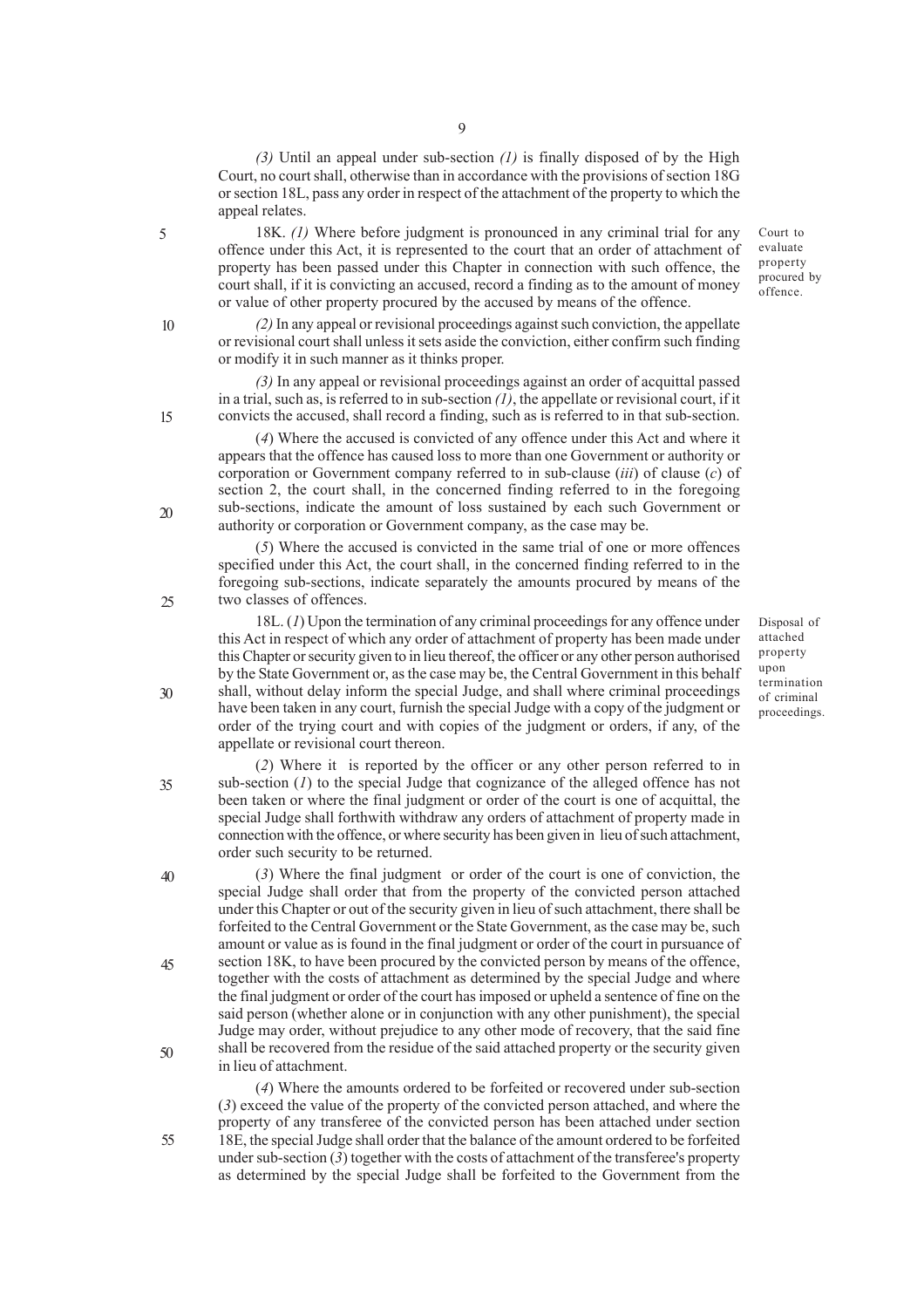*(3)* Until an appeal under sub-section *(1)* is finally disposed of by the High Court, no court shall, otherwise than in accordance with the provisions of section 18G or section 18L, pass any order in respect of the attachment of the property to which the appeal relates.

Court to evaluate property procured by offence.

18K. *(1)* Where before judgment is pronounced in any criminal trial for any offence under this Act, it is represented to the court that an order of attachment of property has been passed under this Chapter in connection with such offence, the court shall, if it is convicting an accused, record a finding as to the amount of money or value of other property procured by the accused by means of the offence.

*(2)* In any appeal or revisional proceedings against such conviction, the appellate or revisional court shall unless it sets aside the conviction, either confirm such finding or modify it in such manner as it thinks proper.

*(3)* In any appeal or revisional proceedings against an order of acquittal passed in a trial, such as, is referred to in sub-section *(1)*, the appellate or revisional court, if it convicts the accused, shall record a finding, such as is referred to in that sub-section.

(*4*) Where the accused is convicted of any offence under this Act and where it appears that the offence has caused loss to more than one Government or authority or corporation or Government company referred to in sub-clause (*iii*) of clause (*c*) of section 2, the court shall, in the concerned finding referred to in the foregoing sub-sections, indicate the amount of loss sustained by each such Government or authority or corporation or Government company, as the case may be.

(*5*) Where the accused is convicted in the same trial of one or more offences specified under this Act, the court shall, in the concerned finding referred to in the foregoing sub-sections, indicate separately the amounts procured by means of the two classes of offences.

Disposal of attached property upon termination of criminal proceedings.

18L. (*1*) Upon the termination of any criminal proceedings for any offence under this Act in respect of which any order of attachment of property has been made under this Chapter or security given to in lieu thereof, the officer or any other person authorised by the State Government or, as the case may be, the Central Government in this behalf shall, without delay inform the special Judge, and shall where criminal proceedings have been taken in any court, furnish the special Judge with a copy of the judgment or order of the trying court and with copies of the judgment or orders, if any, of the appellate or revisional court thereon.

(*2*) Where it is reported by the officer or any other person referred to in sub-section (*1*) to the special Judge that cognizance of the alleged offence has not been taken or where the final judgment or order of the court is one of acquittal, the special Judge shall forthwith withdraw any orders of attachment of property made in connection with the offence, or where security has been given in lieu of such attachment, order such security to be returned.

(*3*) Where the final judgment or order of the court is one of conviction, the special Judge shall order that from the property of the convicted person attached under this Chapter or out of the security given in lieu of such attachment, there shall be forfeited to the Central Government or the State Government, as the case may be, such amount or value as is found in the final judgment or order of the court in pursuance of section 18K, to have been procured by the convicted person by means of the offence, together with the costs of attachment as determined by the special Judge and where the final judgment or order of the court has imposed or upheld a sentence of fine on the said person (whether alone or in conjunction with any other punishment), the special Judge may order, without prejudice to any other mode of recovery, that the said fine shall be recovered from the residue of the said attached property or the security given in lieu of attachment.

(*4*) Where the amounts ordered to be forfeited or recovered under sub-section (*3*) exceed the value of the property of the convicted person attached, and where the property of any transferee of the convicted person has been attached under section 18E, the special Judge shall order that the balance of the amount ordered to be forfeited under sub-section (*3*) together with the costs of attachment of the transferee's property as determined by the special Judge shall be forfeited to the Government from the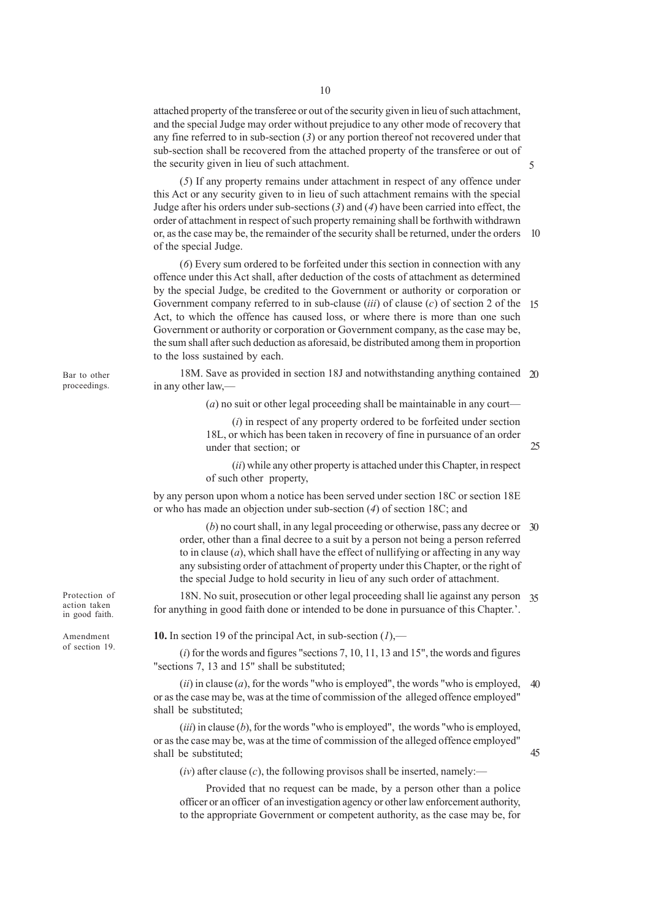attached property of the transferee or out of the security given in lieu of such attachment, and the special Judge may order without prejudice to any other mode of recovery that any fine referred to in sub-section (*3*) or any portion thereof not recovered under that sub-section shall be recovered from the attached property of the transferee or out of the security given in lieu of such attachment.

(*5*) If any property remains under attachment in respect of any offence under this Act or any security given to in lieu of such attachment remains with the special Judge after his orders under sub-sections (*3*) and (*4*) have been carried into effect, the order of attachment in respect of such property remaining shall be forthwith withdrawn or, as the case may be, the remainder of the security shall be returned, under the orders of the special Judge.

(*6*) Every sum ordered to be forfeited under this section in connection with any offence under this Act shall, after deduction of the costs of attachment as determined by the special Judge, be credited to the Government or authority or corporation or Government company referred to in sub-clause (*iii*) of clause (*c*) of section 2 of the Act, to which the offence has caused loss, or where there is more than one such Government or authority or corporation or Government company, as the case may be, the sum shall after such deduction as aforesaid, be distributed among them in proportion to the loss sustained by each.

Bar to other proceedings.

18M. Save as provided in section 18J and notwithstanding anything contained in any other law,—

(*a*) no suit or other legal proceeding shall be maintainable in any court—

(*i*) in respect of any property ordered to be forfeited under section 18L, or which has been taken in recovery of fine in pursuance of an order under that section; or

(*ii*) while any other property is attached under this Chapter, in respect of such other property,

by any person upon whom a notice has been served under section 18C or section 18E or who has made an objection under sub-section (*4*) of section 18C; and

(*b*) no court shall, in any legal proceeding or otherwise, pass any decree or order, other than a final decree to a suit by a person not being a person referred to in clause (*a*), which shall have the effect of nullifying or affecting in any way any subsisting order of attachment of property under this Chapter, or the right of the special Judge to hold security in lieu of any such order of attachment.

Protection of action taken in good faith.

18N. No suit, prosecution or other legal proceeding shall lie against any person for anything in good faith done or intended to be done in pursuance of this Chapter.'.

Amendment of section 19.

**10.** In section 19 of the principal Act, in sub-section (*1*),—

(*i*) for the words and figures "sections 7, 10, 11, 13 and 15", the words and figures "sections 7, 13 and 15" shall be substituted;

(*ii*) in clause (*a*), for the words "who is employed", the words "who is employed, or as the case may be, was at the time of commission of the alleged offence employed" shall be substituted;

(*iii*) in clause (*b*), for the words "who is employed", the words "who is employed, or as the case may be, was at the time of commission of the alleged offence employed" shall be substituted;

(*iv*) after clause (*c*), the following provisos shall be inserted, namely:—

Provided that no request can be made, by a person other than a police officer or an officer of an investigation agency or other law enforcement authority, to the appropriate Government or competent authority, as the case may be, for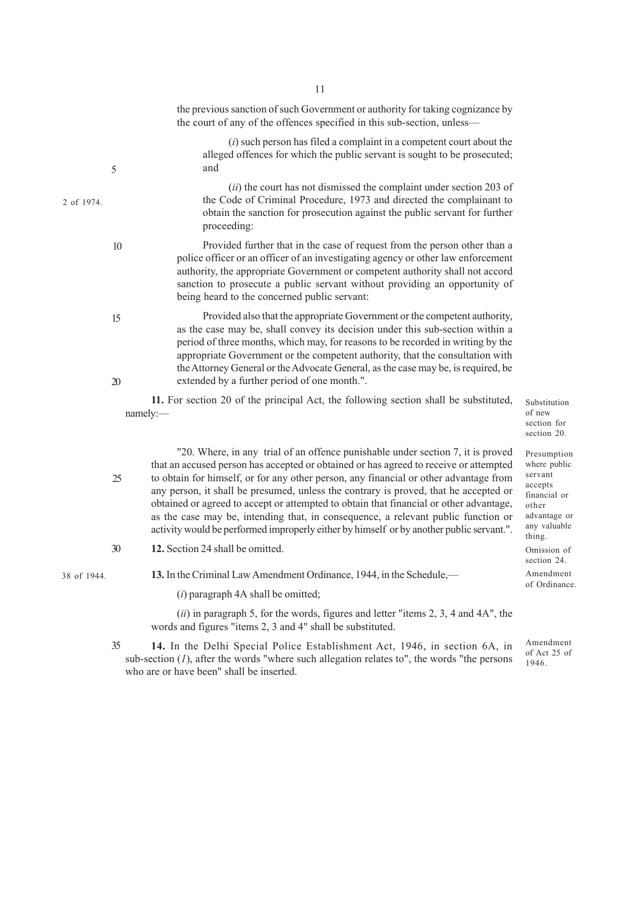the previous sanction of such Government or authority for taking cognizance by the court of any of the offences specified in this sub-section, unless—

(*i*) such person has filed a complaint in a competent court about the alleged offences for which the public servant is sought to be prosecuted; and

(*ii*) the court has not dismissed the complaint under section 203 of the Code of Criminal Procedure, 1973 and directed the complainant to obtain the sanction for prosecution against the public servant for further proceeding:

2 of 1974.

Provided further that in the case of request from the person other than a police officer or an officer of an investigating agency or other law enforcement authority, the appropriate Government or competent authority shall not accord sanction to prosecute a public servant without providing an opportunity of being heard to the concerned public servant:

Provided also that the appropriate Government or the competent authority, as the case may be, shall convey its decision under this sub-section within a period of three months, which may, for reasons to be recorded in writing by the appropriate Government or the competent authority, that the consultation with the Attorney General or the Advocate General, as the case may be, is required, be extended by a further period of one month.".

Substitution of new section for section 20.

**11.** For section 20 of the principal Act, the following section shall be substituted, namely:—

Presumption where public servant accepts financial or other advantage or any valuable thing.

"20. Where, in any trial of an offence punishable under section 7, it is proved that an accused person has accepted or obtained or has agreed to receive or attempted to obtain for himself, or for any other person, any financial or other advantage from any person, it shall be presumed, unless the contrary is proved, that he accepted or obtained or agreed to accept or attempted to obtain that financial or other advantage, as the case may be, intending that, in consequence, a relevant public function or activity would be performed improperly either by himself or by another public servant.".

Omission of section 24.

**12.** Section 24 shall be omitted.

Amendment of Ordinance.

38 of 1944.

**13.** In the Criminal Law Amendment Ordinance, 1944, in the Schedule,—

(*i*) paragraph 4A shall be omitted;

(*ii*) in paragraph 5, for the words, figures and letter "items 2, 3, 4 and 4A", the words and figures "items 2, 3 and 4" shall be substituted.

Amendment of Act 25 of 1946.

**14.** In the Delhi Special Police Establishment Act, 1946, in section 6A, in sub-section (*1*), after the words "where such allegation relates to", the words "the persons who are or have been" shall be inserted.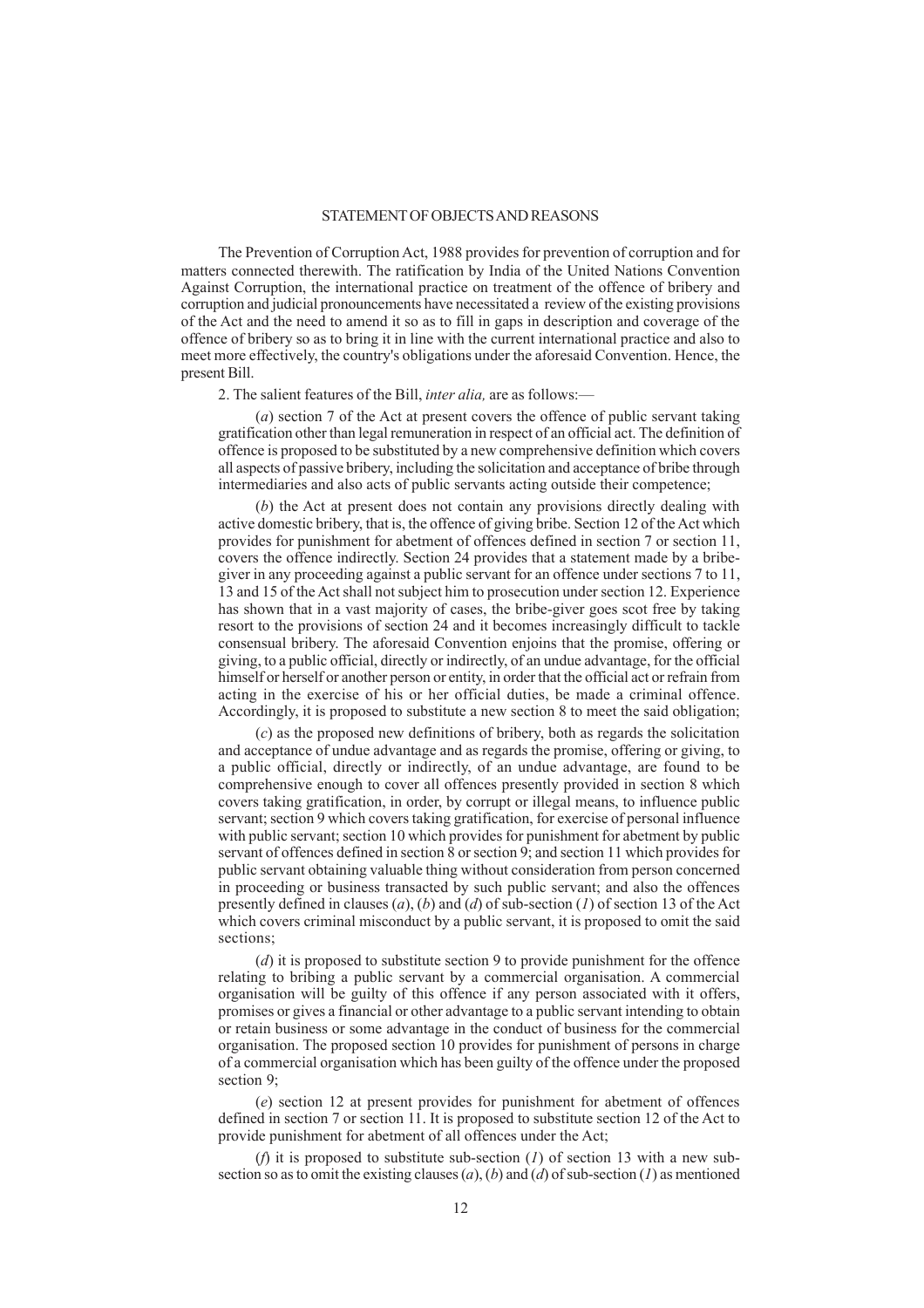# STATEMENT OF OBJECTS AND REASONS

The Prevention of Corruption Act, 1988 provides for prevention of corruption and for matters connected therewith. The ratification by India of the United Nations Convention Against Corruption, the international practice on treatment of the offence of bribery and corruption and judicial pronouncements have necessitated a review of the existing provisions of the Act and the need to amend it so as to fill in gaps in description and coverage of the offence of bribery so as to bring it in line with the current international practice and also to meet more effectively, the country's obligations under the aforesaid Convention. Hence, the present Bill.

2. The salient features of the Bill, *inter alia,* are as follows:—

(*a*) section 7 of the Act at present covers the offence of public servant taking gratification other than legal remuneration in respect of an official act. The definition of offence is proposed to be substituted by a new comprehensive definition which covers all aspects of passive bribery, including the solicitation and acceptance of bribe through intermediaries and also acts of public servants acting outside their competence;

(*b*) the Act at present does not contain any provisions directly dealing with active domestic bribery, that is, the offence of giving bribe. Section 12 of the Act which provides for punishment for abetment of offences defined in section 7 or section 11, covers the offence indirectly. Section 24 provides that a statement made by a bribe-giver in any proceeding against a public servant for an offence under sections 7 to 11, 13 and 15 of the Act shall not subject him to prosecution under section 12. Experience has shown that in a vast majority of cases, the bribe-giver goes scot free by taking resort to the provisions of section 24 and it becomes increasingly difficult to tackle consensual bribery. The aforesaid Convention enjoins that the promise, offering or giving, to a public official, directly or indirectly, of an undue advantage, for the official himself or herself or another person or entity, in order that the official act or refrain from acting in the exercise of his or her official duties, be made a criminal offence. Accordingly, it is proposed to substitute a new section 8 to meet the said obligation;

(*c*) as the proposed new definitions of bribery, both as regards the solicitation and acceptance of undue advantage and as regards the promise, offering or giving, to a public official, directly or indirectly, of an undue advantage, are found to be comprehensive enough to cover all offences presently provided in section 8 which covers taking gratification, in order, by corrupt or illegal means, to influence public servant; section 9 which covers taking gratification, for exercise of personal influence with public servant; section 10 which provides for punishment for abetment by public servant of offences defined in section 8 or section 9; and section 11 which provides for public servant obtaining valuable thing without consideration from person concerned in proceeding or business transacted by such public servant; and also the offences presently defined in clauses (*a*), (*b*) and (*d*) of sub-section (*1*) of section 13 of the Act which covers criminal misconduct by a public servant, it is proposed to omit the said sections;

(*d*) it is proposed to substitute section 9 to provide punishment for the offence relating to bribing a public servant by a commercial organisation. A commercial organisation will be guilty of this offence if any person associated with it offers, promises or gives a financial or other advantage to a public servant intending to obtain or retain business or some advantage in the conduct of business for the commercial organisation. The proposed section 10 provides for punishment of persons in charge of a commercial organisation which has been guilty of the offence under the proposed section 9;

(*e*) section 12 at present provides for punishment for abetment of offences defined in section 7 or section 11. It is proposed to substitute section 12 of the Act to provide punishment for abetment of all offences under the Act;

(*f*) it is proposed to substitute sub-section (*1*) of section 13 with a new sub-section so as to omit the existing clauses (*a*), (*b*) and (*d*) of sub-section (*1*) as mentioned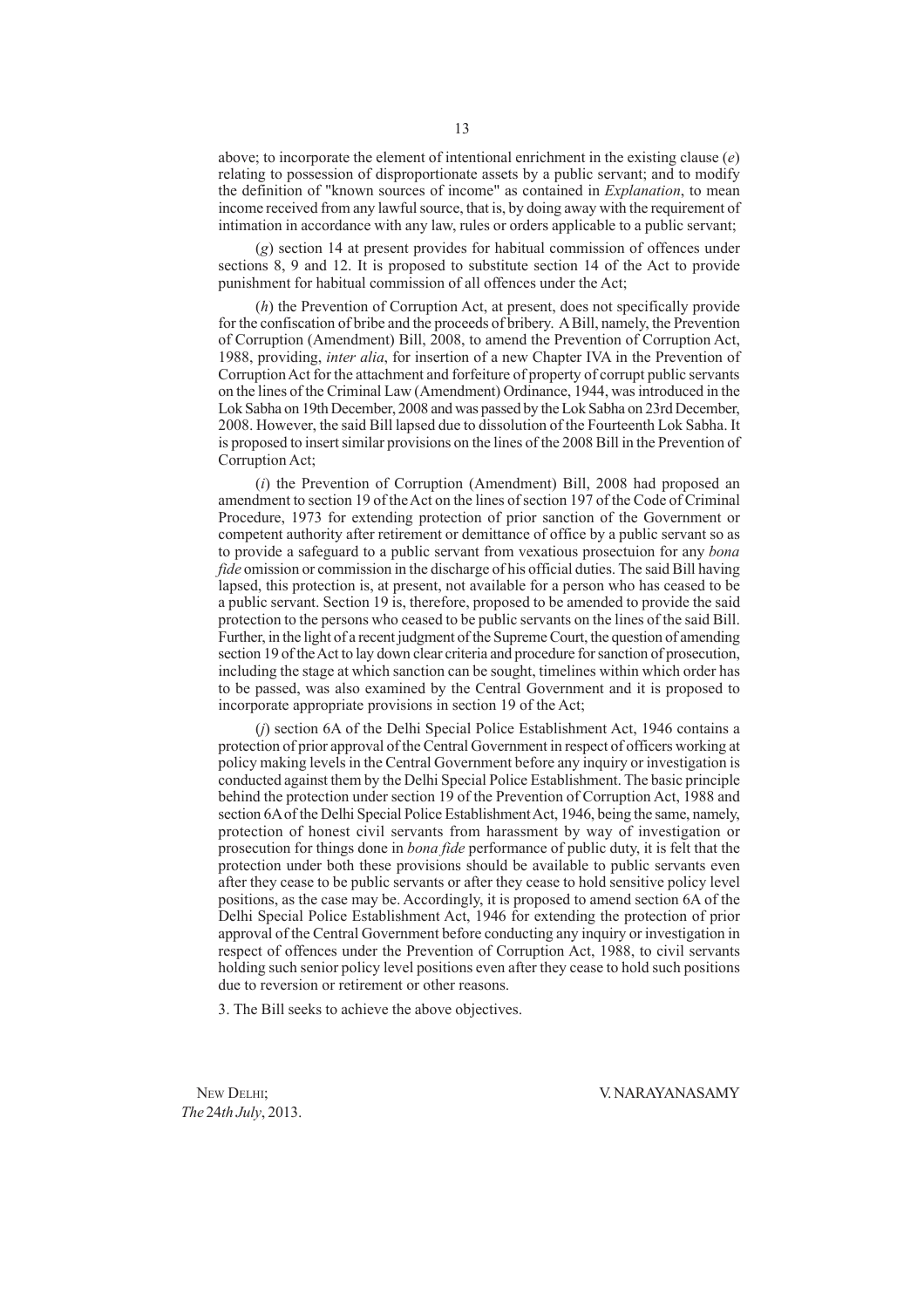above; to incorporate the element of intentional enrichment in the existing clause (*e*) relating to possession of disproportionate assets by a public servant; and to modify the definition of "known sources of income" as contained in *Explanation*, to mean income received from any lawful source, that is, by doing away with the requirement of intimation in accordance with any law, rules or orders applicable to a public servant;

(*g*) section 14 at present provides for habitual commission of offences under sections 8, 9 and 12. It is proposed to substitute section 14 of the Act to provide punishment for habitual commission of all offences under the Act;

(*h*) the Prevention of Corruption Act, at present, does not specifically provide for the confiscation of bribe and the proceeds of bribery. A Bill, namely, the Prevention of Corruption (Amendment) Bill, 2008, to amend the Prevention of Corruption Act, 1988, providing, *inter alia*, for insertion of a new Chapter IVA in the Prevention of Corruption Act for the attachment and forfeiture of property of corrupt public servants on the lines of the Criminal Law (Amendment) Ordinance, 1944, was introduced in the Lok Sabha on 19th December, 2008 and was passed by the Lok Sabha on 23rd December, 2008. However, the said Bill lapsed due to dissolution of the Fourteenth Lok Sabha. It is proposed to insert similar provisions on the lines of the 2008 Bill in the Prevention of Corruption Act;

(*i*) the Prevention of Corruption (Amendment) Bill, 2008 had proposed an amendment to section 19 of the Act on the lines of section 197 of the Code of Criminal Procedure, 1973 for extending protection of prior sanction of the Government or competent authority after retirement or demittance of office by a public servant so as to provide a safeguard to a public servant from vexatious prosectuion for any *bona fide* omission or commission in the discharge of his official duties. The said Bill having lapsed, this protection is, at present, not available for a person who has ceased to be a public servant. Section 19 is, therefore, proposed to be amended to provide the said protection to the persons who ceased to be public servants on the lines of the said Bill. Further, in the light of a recent judgment of the Supreme Court, the question of amending section 19 of the Act to lay down clear criteria and procedure for sanction of prosecution, including the stage at which sanction can be sought, timelines within which order has to be passed, was also examined by the Central Government and it is proposed to incorporate appropriate provisions in section 19 of the Act;

(*j*) section 6A of the Delhi Special Police Establishment Act, 1946 contains a protection of prior approval of the Central Government in respect of officers working at policy making levels in the Central Government before any inquiry or investigation is conducted against them by the Delhi Special Police Establishment. The basic principle behind the protection under section 19 of the Prevention of Corruption Act, 1988 and section 6A of the Delhi Special Police Establishment Act, 1946, being the same, namely, protection of honest civil servants from harassment by way of investigation or prosecution for things done in *bona fide* performance of public duty, it is felt that the protection under both these provisions should be available to public servants even after they cease to be public servants or after they cease to hold sensitive policy level positions, as the case may be. Accordingly, it is proposed to amend section 6A of the Delhi Special Police Establishment Act, 1946 for extending the protection of prior approval of the Central Government before conducting any inquiry or investigation in respect of offences under the Prevention of Corruption Act, 1988, to civil servants holding such senior policy level positions even after they cease to hold such positions due to reversion or retirement or other reasons.

3. The Bill seeks to achieve the above objectives.

NEW DELHI;
*The* 24*th July*, 2013.

V. NARAYANASAMY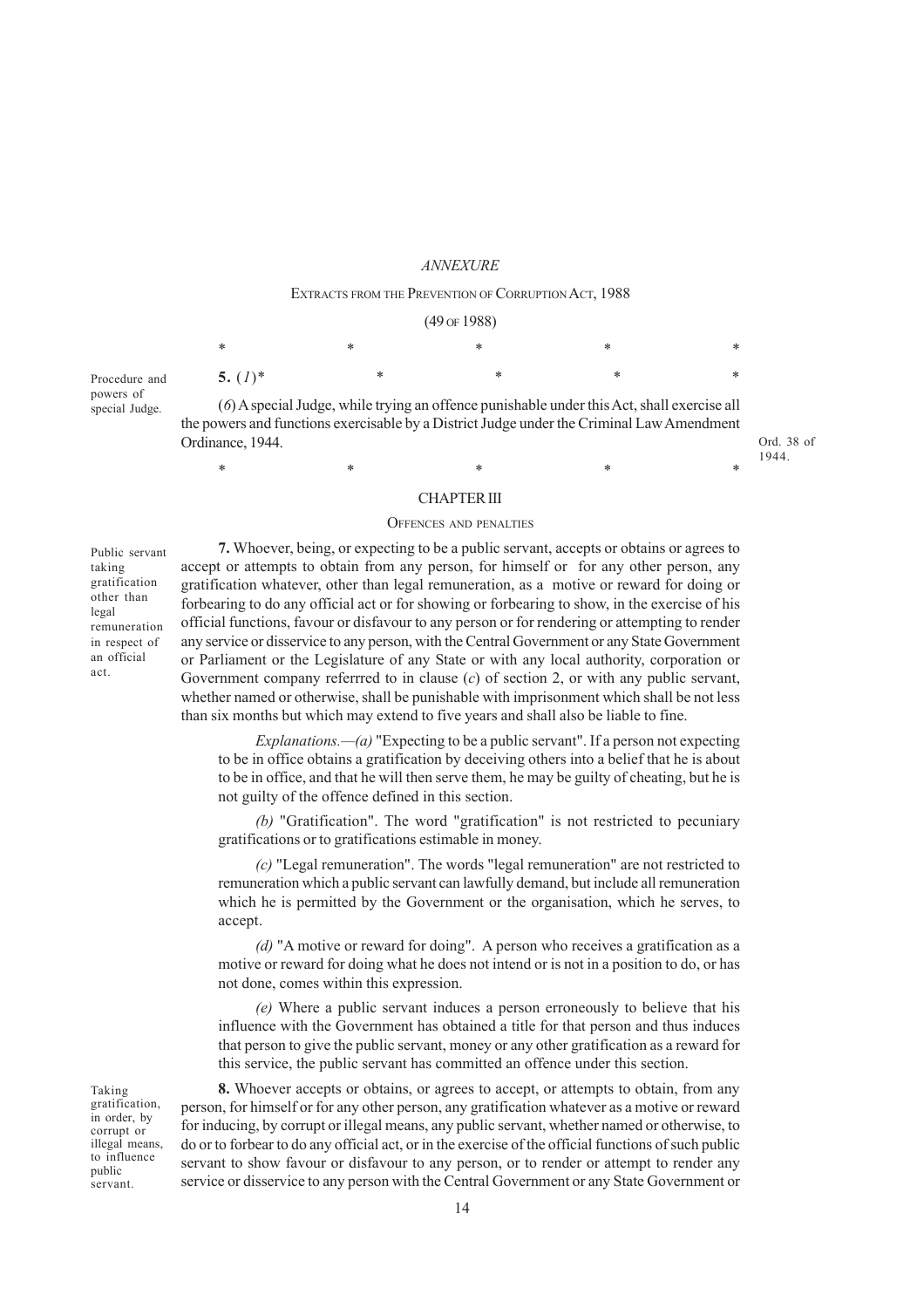*ANNEXURE*

EXTRACTS FROM THE PREVENTION OF CORRUPTION ACT, 1988

(49 OF 1988)

\*                    \*                    \*                    \*                    \*

Procedure and powers of special Judge.

**5.** (*1*)\*                    \*                    \*                    \*                    \*

(*6*) A special Judge, while trying an offence punishable under this Act, shall exercise all the powers and functions exercisable by a District Judge under the Criminal Law Amendment Ordinance, 1944.

Ord. 38 of 1944.

\*                    \*                    \*                    \*                    \*

CHAPTER III

OFFENCES AND PENALTIES

Public servant taking gratification other than legal remuneration in respect of an official act.

**7.** Whoever, being, or expecting to be a public servant, accepts or obtains or agrees to accept or attempts to obtain from any person, for himself or for any other person, any gratification whatever, other than legal remuneration, as a motive or reward for doing or forbearing to do any official act or for showing or forbearing to show, in the exercise of his official functions, favour or disfavour to any person or for rendering or attempting to render any service or disservice to any person, with the Central Government or any State Government or Parliament or the Legislature of any State or with any local authority, corporation or Government company referrred to in clause (*c*) of section 2, or with any public servant, whether named or otherwise, shall be punishable with imprisonment which shall be not less than six months but which may extend to five years and shall also be liable to fine.

*Explanations.—(a)* "Expecting to be a public servant". If a person not expecting to be in office obtains a gratification by deceiving others into a belief that he is about to be in office, and that he will then serve them, he may be guilty of cheating, but he is not guilty of the offence defined in this section.

*(b)* "Gratification". The word "gratification" is not restricted to pecuniary gratifications or to gratifications estimable in money.

*(c)* "Legal remuneration". The words "legal remuneration" are not restricted to remuneration which a public servant can lawfully demand, but include all remuneration which he is permitted by the Government or the organisation, which he serves, to accept.

*(d)* "A motive or reward for doing". A person who receives a gratification as a motive or reward for doing what he does not intend or is not in a position to do, or has not done, comes within this expression.

*(e)* Where a public servant induces a person erroneously to believe that his influence with the Government has obtained a title for that person and thus induces that person to give the public servant, money or any other gratification as a reward for this service, the public servant has committed an offence under this section.

Taking gratification, in order, by corrupt or illegal means, to influence public servant.

**8.** Whoever accepts or obtains, or agrees to accept, or attempts to obtain, from any person, for himself or for any other person, any gratification whatever as a motive or reward for inducing, by corrupt or illegal means, any public servant, whether named or otherwise, to do or to forbear to do any official act, or in the exercise of the official functions of such public servant to show favour or disfavour to any person, or to render or attempt to render any service or disservice to any person with the Central Government or any State Government or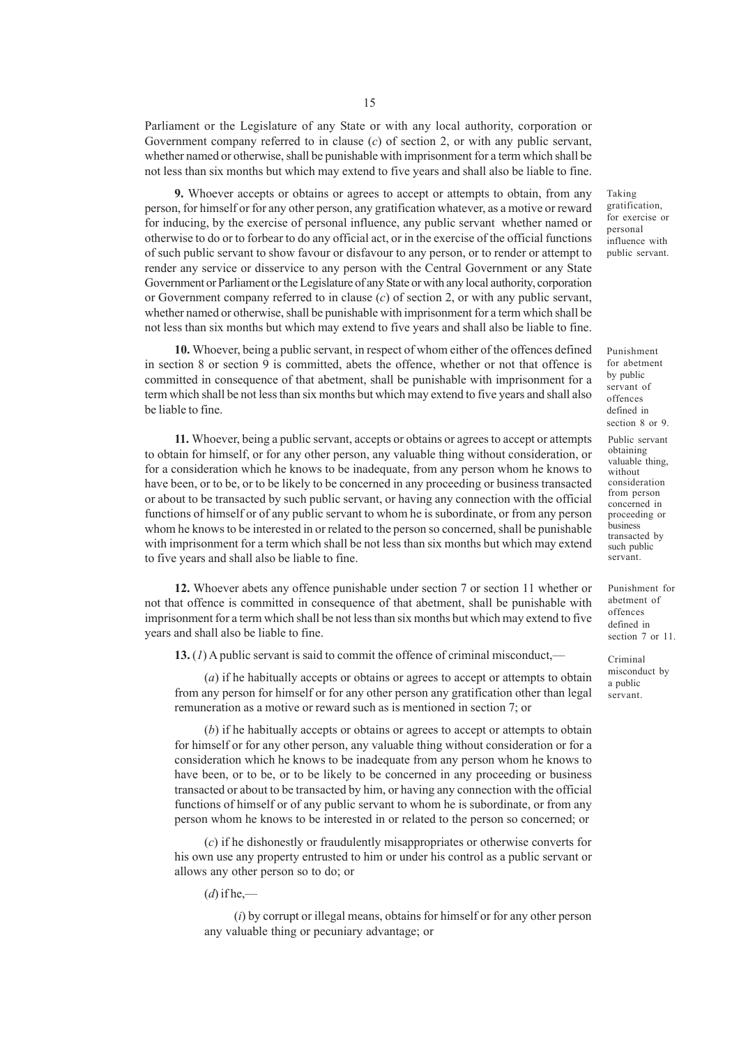Parliament or the Legislature of any State or with any local authority, corporation or Government company referred to in clause (*c*) of section 2, or with any public servant, whether named or otherwise, shall be punishable with imprisonment for a term which shall be not less than six months but which may extend to five years and shall also be liable to fine.

Taking gratification, for exercise or personal influence with public servant.

**9.** Whoever accepts or obtains or agrees to accept or attempts to obtain, from any person, for himself or for any other person, any gratification whatever, as a motive or reward for inducing, by the exercise of personal influence, any public servant whether named or otherwise to do or to forbear to do any official act, or in the exercise of the official functions of such public servant to show favour or disfavour to any person, or to render or attempt to render any service or disservice to any person with the Central Government or any State Government or Parliament or the Legislature of any State or with any local authority, corporation or Government company referred to in clause (*c*) of section 2, or with any public servant, whether named or otherwise, shall be punishable with imprisonment for a term which shall be not less than six months but which may extend to five years and shall also be liable to fine.

Punishment for abetment by public servant of offences defined in section 8 or 9.

**10.** Whoever, being a public servant, in respect of whom either of the offences defined in section 8 or section 9 is committed, abets the offence, whether or not that offence is committed in consequence of that abetment, shall be punishable with imprisonment for a term which shall be not less than six months but which may extend to five years and shall also be liable to fine.

Public servant obtaining valuable thing, without consideration from person concerned in proceeding or business transacted by such public servant.

**11.** Whoever, being a public servant, accepts or obtains or agrees to accept or attempts to obtain for himself, or for any other person, any valuable thing without consideration, or for a consideration which he knows to be inadequate, from any person whom he knows to have been, or to be, or to be likely to be concerned in any proceeding or business transacted or about to be transacted by such public servant, or having any connection with the official functions of himself or of any public servant to whom he is subordinate, or from any person whom he knows to be interested in or related to the person so concerned, shall be punishable with imprisonment for a term which shall be not less than six months but which may extend to five years and shall also be liable to fine.

Punishment for abetment of offences defined in section 7 or 11.

**12.** Whoever abets any offence punishable under section 7 or section 11 whether or not that offence is committed in consequence of that abetment, shall be punishable with imprisonment for a term which shall be not less than six months but which may extend to five years and shall also be liable to fine.

Criminal misconduct by a public servant.

**13.** (*1*) A public servant is said to commit the offence of criminal misconduct,—

(*a*) if he habitually accepts or obtains or agrees to accept or attempts to obtain from any person for himself or for any other person any gratification other than legal remuneration as a motive or reward such as is mentioned in section 7; or

(*b*) if he habitually accepts or obtains or agrees to accept or attempts to obtain for himself or for any other person, any valuable thing without consideration or for a consideration which he knows to be inadequate from any person whom he knows to have been, or to be, or to be likely to be concerned in any proceeding or business transacted or about to be transacted by him, or having any connection with the official functions of himself or of any public servant to whom he is subordinate, or from any person whom he knows to be interested in or related to the person so concerned; or

(*c*) if he dishonestly or fraudulently misappropriates or otherwise converts for his own use any property entrusted to him or under his control as a public servant or allows any other person so to do; or

(*d*) if he,—

(*i*) by corrupt or illegal means, obtains for himself or for any other person any valuable thing or pecuniary advantage; or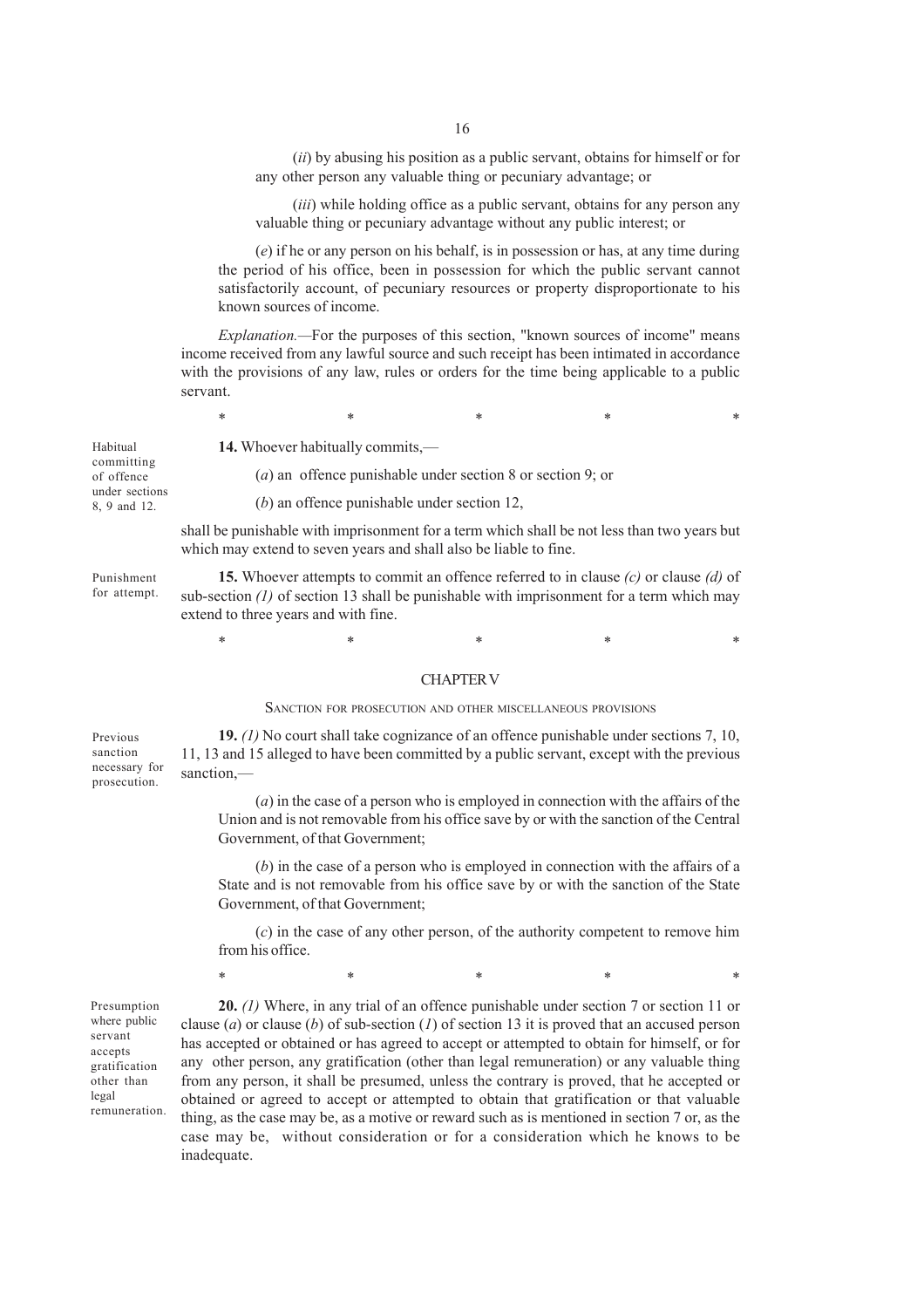(*ii*) by abusing his position as a public servant, obtains for himself or for any other person any valuable thing or pecuniary advantage; or

(*iii*) while holding office as a public servant, obtains for any person any valuable thing or pecuniary advantage without any public interest; or

(*e*) if he or any person on his behalf, is in possession or has, at any time during the period of his office, been in possession for which the public servant cannot satisfactorily account, of pecuniary resources or property disproportionate to his known sources of income.

*Explanation.*—For the purposes of this section, "known sources of income" means income received from any lawful source and such receipt has been intimated in accordance with the provisions of any law, rules or orders for the time being applicable to a public servant.

\* \* \* \* \*

Habitual committing of offence under sections 8, 9 and 12.

**14.** Whoever habitually commits,—

(*a*) an offence punishable under section 8 or section 9; or

(*b*) an offence punishable under section 12,

shall be punishable with imprisonment for a term which shall be not less than two years but which may extend to seven years and shall also be liable to fine.

Punishment for attempt.

**15.** Whoever attempts to commit an offence referred to in clause *(c)* or clause *(d)* of sub-section *(1)* of section 13 shall be punishable with imprisonment for a term which may extend to three years and with fine.

\* \* \* \* \*

## CHAPTER V

### SANCTION FOR PROSECUTION AND OTHER MISCELLANEOUS PROVISIONS

Previous sanction necessary for prosecution.

**19.** *(1)* No court shall take cognizance of an offence punishable under sections 7, 10, 11, 13 and 15 alleged to have been committed by a public servant, except with the previous sanction,—

(*a*) in the case of a person who is employed in connection with the affairs of the Union and is not removable from his office save by or with the sanction of the Central Government, of that Government;

(*b*) in the case of a person who is employed in connection with the affairs of a State and is not removable from his office save by or with the sanction of the State Government, of that Government;

(*c*) in the case of any other person, of the authority competent to remove him from his office.

\* \* \* \* \*

Presumption where public servant accepts gratification other than legal remuneration.

**20.** *(1)* Where, in any trial of an offence punishable under section 7 or section 11 or clause (*a*) or clause (*b*) of sub-section (*1*) of section 13 it is proved that an accused person has accepted or obtained or has agreed to accept or attempted to obtain for himself, or for any other person, any gratification (other than legal remuneration) or any valuable thing from any person, it shall be presumed, unless the contrary is proved, that he accepted or obtained or agreed to accept or attempted to obtain that gratification or that valuable thing, as the case may be, as a motive or reward such as is mentioned in section 7 or, as the case may be, without consideration or for a consideration which he knows to be inadequate.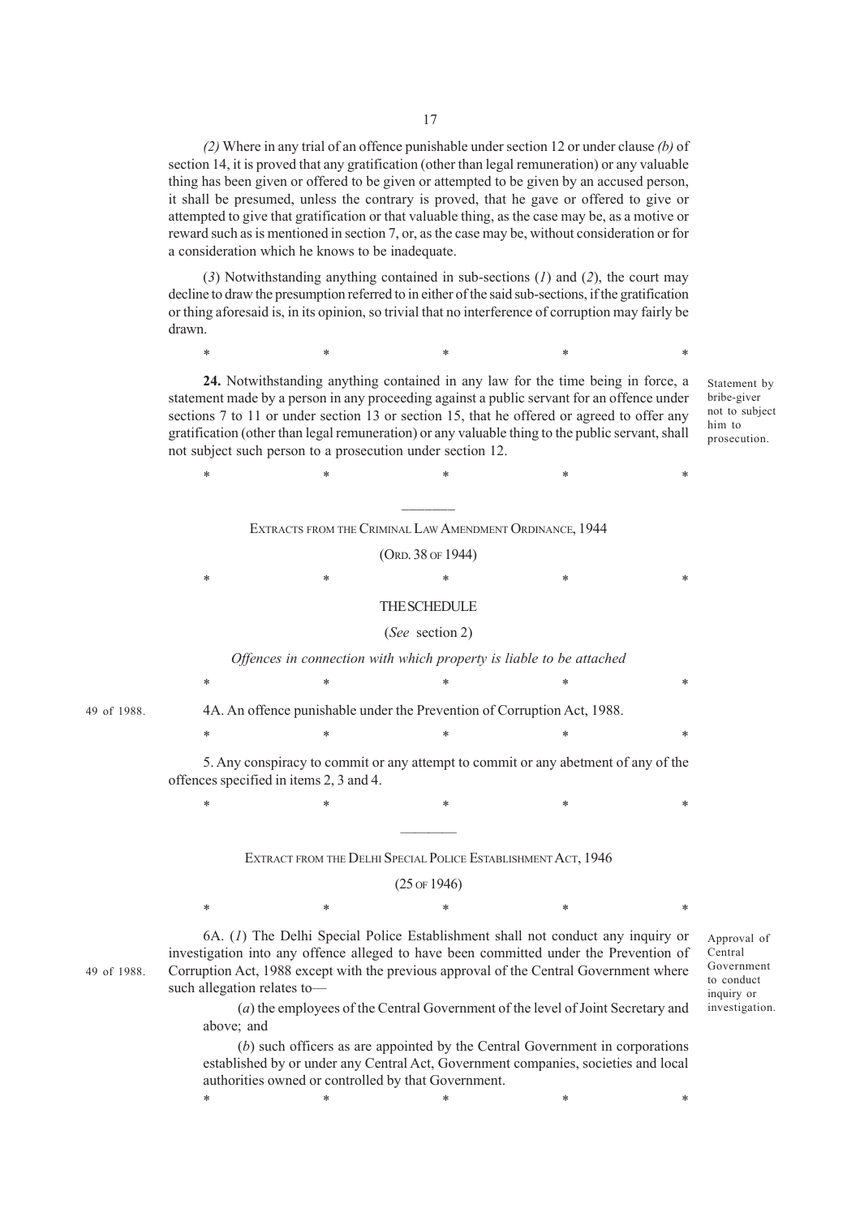*(2)* Where in any trial of an offence punishable under section 12 or under clause *(b)* of section 14, it is proved that any gratification (other than legal remuneration) or any valuable thing has been given or offered to be given or attempted to be given by an accused person, it shall be presumed, unless the contrary is proved, that he gave or offered to give or attempted to give that gratification or that valuable thing, as the case may be, as a motive or reward such as is mentioned in section 7, or, as the case may be, without consideration or for a consideration which he knows to be inadequate.

(*3*) Notwithstanding anything contained in sub-sections (*1*) and (*2*), the court may decline to draw the presumption referred to in either of the said sub-sections, if the gratification or thing aforesaid is, in its opinion, so trivial that no interference of corruption may fairly be drawn.

\*                    \*                    \*                    \*                    \*

Statement by bribe-giver not to subject him to prosecution.

**24.** Notwithstanding anything contained in any law for the time being in force, a statement made by a person in any proceeding against a public servant for an offence under sections 7 to 11 or under section 13 or section 15, that he offered or agreed to offer any gratification (other than legal remuneration) or any valuable thing to the public servant, shall not subject such person to a prosecution under section 12.

\*                    \*                    \*                    \*                    \*

---

EXTRACTS FROM THE CRIMINAL LAW AMENDMENT ORDINANCE, 1944

(ORD. 38 OF 1944)

\*                    \*                    \*                    \*                    \*

THE SCHEDULE

(*See* section 2)

*Offences in connection with which property is liable to be attached*

\*                    \*                    \*                    \*                    \*

49 of 1988.

4A. An offence punishable under the Prevention of Corruption Act, 1988.

\*                    \*                    \*                    \*                    \*

5. Any conspiracy to commit or any attempt to commit or any abetment of any of the offences specified in items 2, 3 and 4.

\*                    \*                    \*                    \*                    \*

---

EXTRACT FROM THE DELHI SPECIAL POLICE ESTABLISHMENT ACT, 1946

(25 OF 1946)

\*                    \*                    \*                    \*                    \*

Approval of Central Government to conduct inquiry or investigation.

49 of 1988.

6A. (*1*) The Delhi Special Police Establishment shall not conduct any inquiry or investigation into any offence alleged to have been committed under the Prevention of Corruption Act, 1988 except with the previous approval of the Central Government where such allegation relates to—

(*a*) the employees of the Central Government of the level of Joint Secretary and above; and

(*b*) such officers as are appointed by the Central Government in corporations established by or under any Central Act, Government companies, societies and local authorities owned or controlled by that Government.

\*                    \*                    \*                    \*                    \*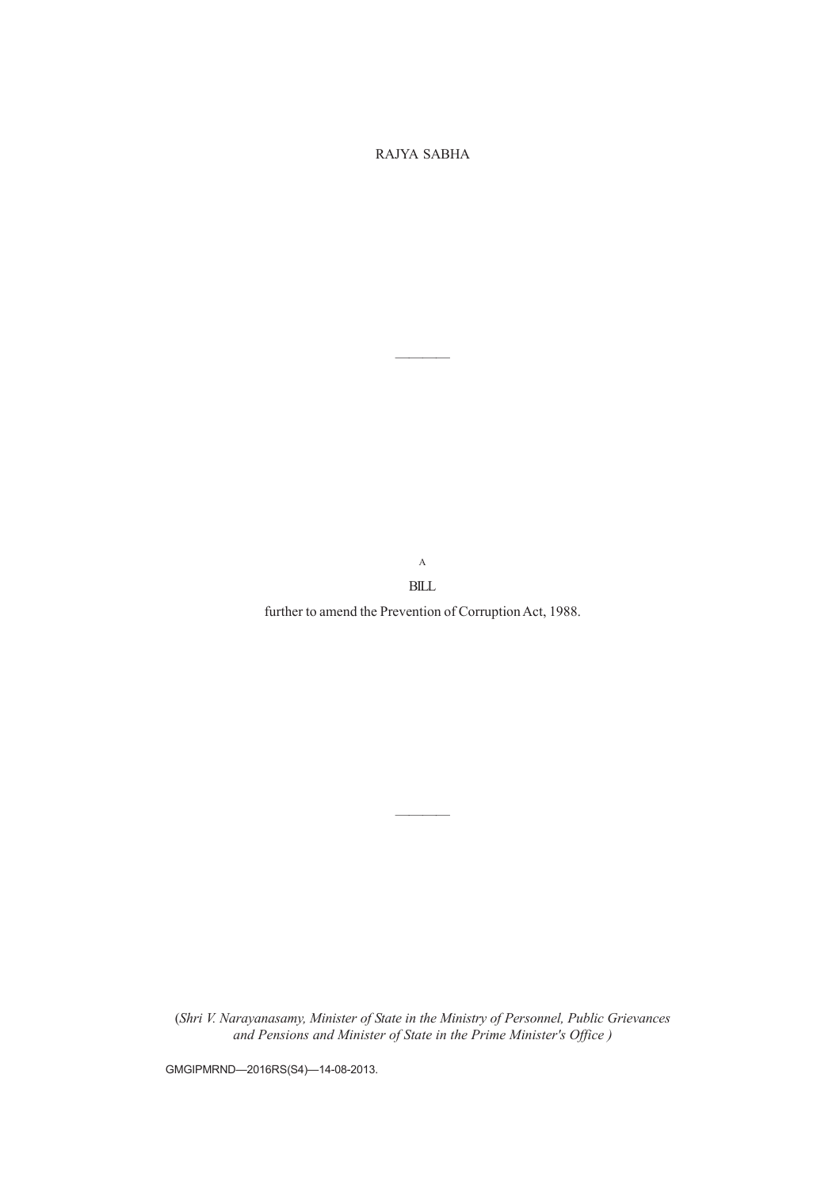RAJYA SABHA

————

A

BILL

further to amend the Prevention of Corruption Act, 1988.

————

(*Shri V. Narayanasamy, Minister of State in the Ministry of Personnel, Public Grievances and Pensions and Minister of State in the Prime Minister's Office* )

GMGIPMRND—2016RS(S4)—14-08-2013.